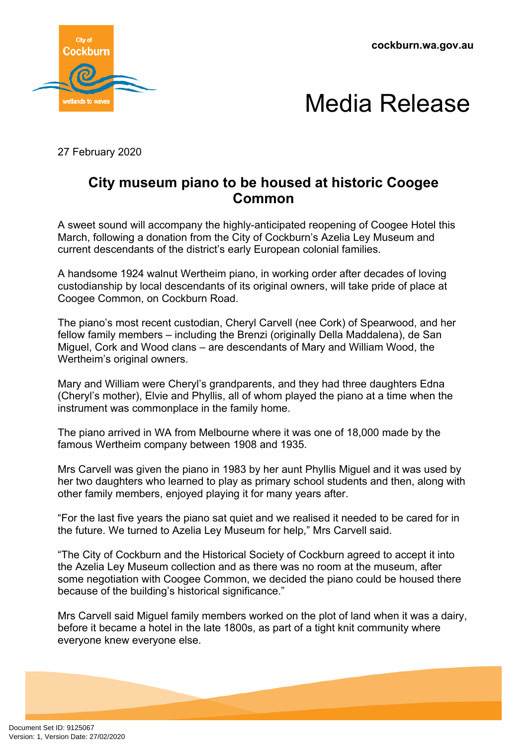cockburn.wa.gov.au

# Media Release

27 February 2020

## City museum piano to be housed at historic Coogee Common

A sweet sound will accompany the highly-anticipated reopening of Coogee Hotel this March, following a donation from the City of Cockburn's Azelia Ley Museum and current descendants of the district's early European colonial families.

A handsome 1924 walnut Wertheim piano, in working order after decades of loving custodianship by local descendants of its original owners, will take pride of place at Coogee Common, on Cockburn Road.

The piano's most recent custodian, Cheryl Carvell (nee Cork) of Spearwood, and her fellow family members – including the Brenzi (originally Della Maddalena), de San Miguel, Cork and Wood clans – are descendants of Mary and William Wood, the Wertheim's original owners.

Mary and William were Cheryl's grandparents, and they had three daughters Edna (Cheryl's mother), Elvie and Phyllis, all of whom played the piano at a time when the instrument was commonplace in the family home.

The piano arrived in WA from Melbourne where it was one of 18,000 made by the famous Wertheim company between 1908 and 1935.

Mrs Carvell was given the piano in 1983 by her aunt Phyllis Miguel and it was used by her two daughters who learned to play as primary school students and then, along with other family members, enjoyed playing it for many years after.

"For the last five years the piano sat quiet and we realised it needed to be cared for in the future. We turned to Azelia Ley Museum for help," Mrs Carvell said.

"The City of Cockburn and the Historical Society of Cockburn agreed to accept it into the Azelia Ley Museum collection and as there was no room at the museum, after some negotiation with Coogee Common, we decided the piano could be housed there because of the building's historical significance."

Mrs Carvell said Miguel family members worked on the plot of land when it was a dairy, before it became a hotel in the late 1800s, as part of a tight knit community where everyone knew everyone else.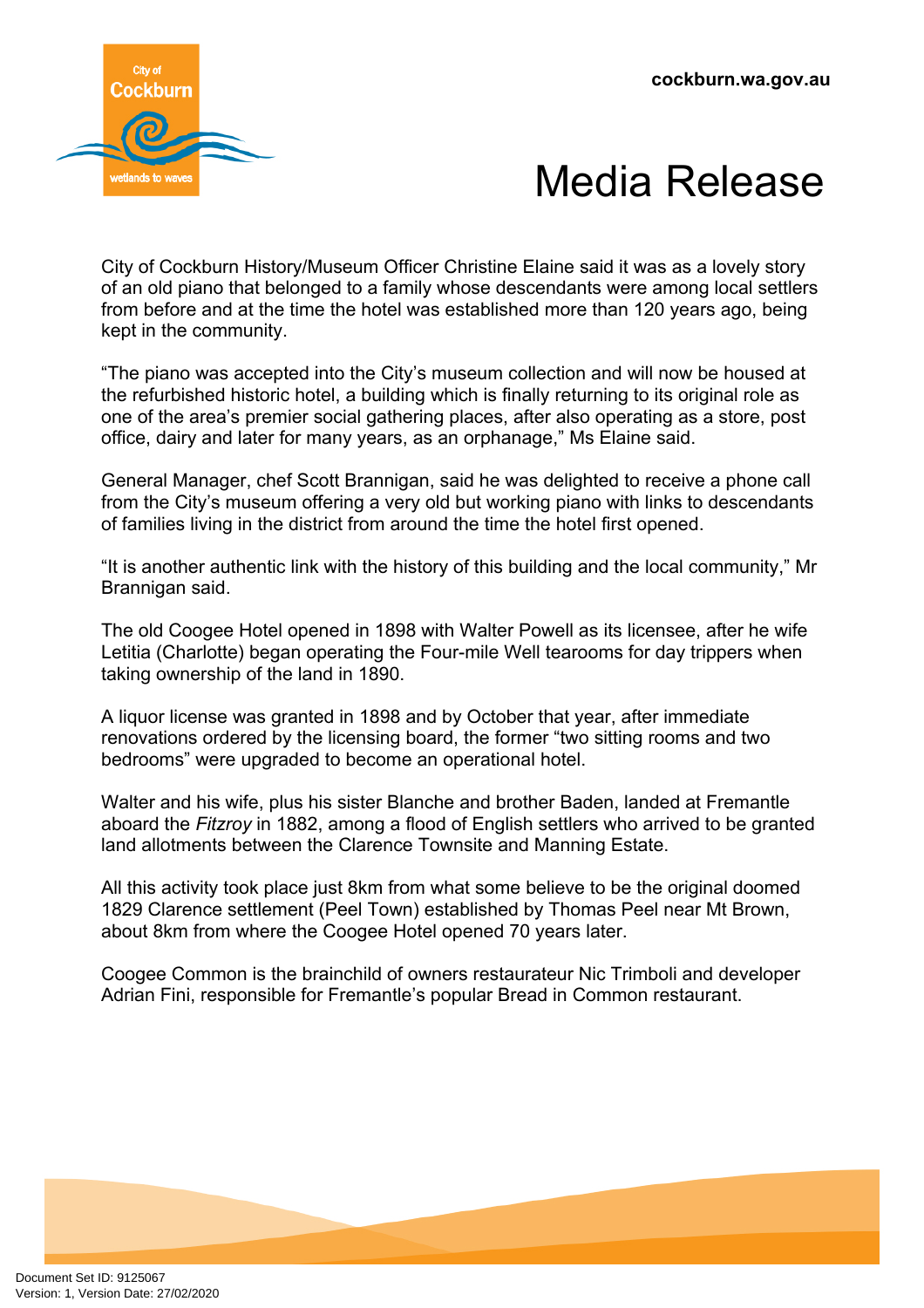City of Cockburn History/Museum Officer Christine Elaine said it was as a lovely story of an old piano that belonged to a family whose descendants were among local settlers from before and at the time the hotel was established more than 120 years ago, being kept in the community.

"The piano was accepted into the City's museum collection and will now be housed at the refurbished historic hotel, a building which is finally returning to its original role as one of the area's premier social gathering places, after also operating as a store, post office, dairy and later for many years, as an orphanage," Ms Elaine said.

General Manager, chef Scott Brannigan, said he was delighted to receive a phone call from the City's museum offering a very old but working piano with links to descendants of families living in the district from around the time the hotel first opened.

"It is another authentic link with the history of this building and the local community," Mr Brannigan said.

The old Coogee Hotel opened in 1898 with Walter Powell as its licensee, after he wife Letitia (Charlotte) began operating the Four-mile Well tearooms for day trippers when taking ownership of the land in 1890.

A liquor license was granted in 1898 and by October that year, after immediate renovations ordered by the licensing board, the former "two sitting rooms and two bedrooms" were upgraded to become an operational hotel.

Walter and his wife, plus his sister Blanche and brother Baden, landed at Fremantle aboard the *Fitzroy* in 1882, among a flood of English settlers who arrived to be granted land allotments between the Clarence Townsite and Manning Estate.

All this activity took place just 8km from what some believe to be the original doomed 1829 Clarence settlement (Peel Town) established by Thomas Peel near Mt Brown, about 8km from where the Coogee Hotel opened 70 years later.

Coogee Common is the brainchild of owners restaurateur Nic Trimboli and developer Adrian Fini, responsible for Fremantle's popular Bread in Common restaurant.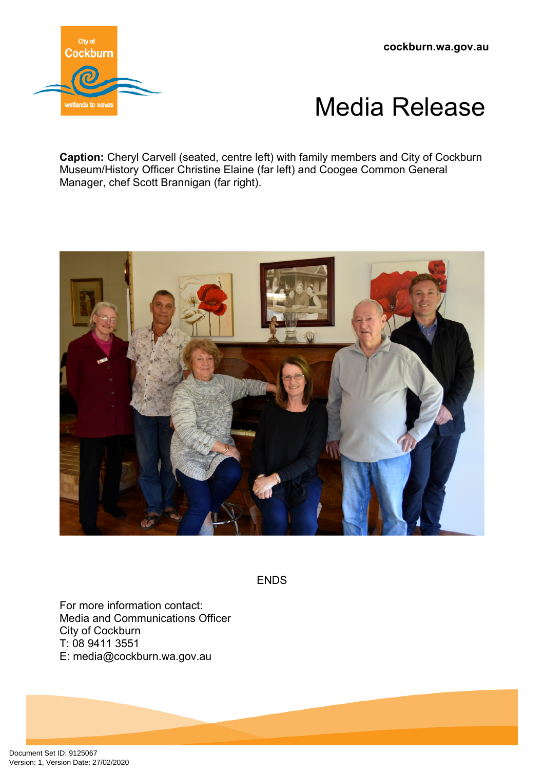**Caption:** Cheryl Carvell (seated, centre left) with family members and City of Cockburn Museum/History Officer Christine Elaine (far left) and Coogee Common General Manager, chef Scott Brannigan (far right).

ENDS

For more information contact:
Media and Communications Officer
City of Cockburn
T: 08 9411 3551
E: media@cockburn.wa.gov.au